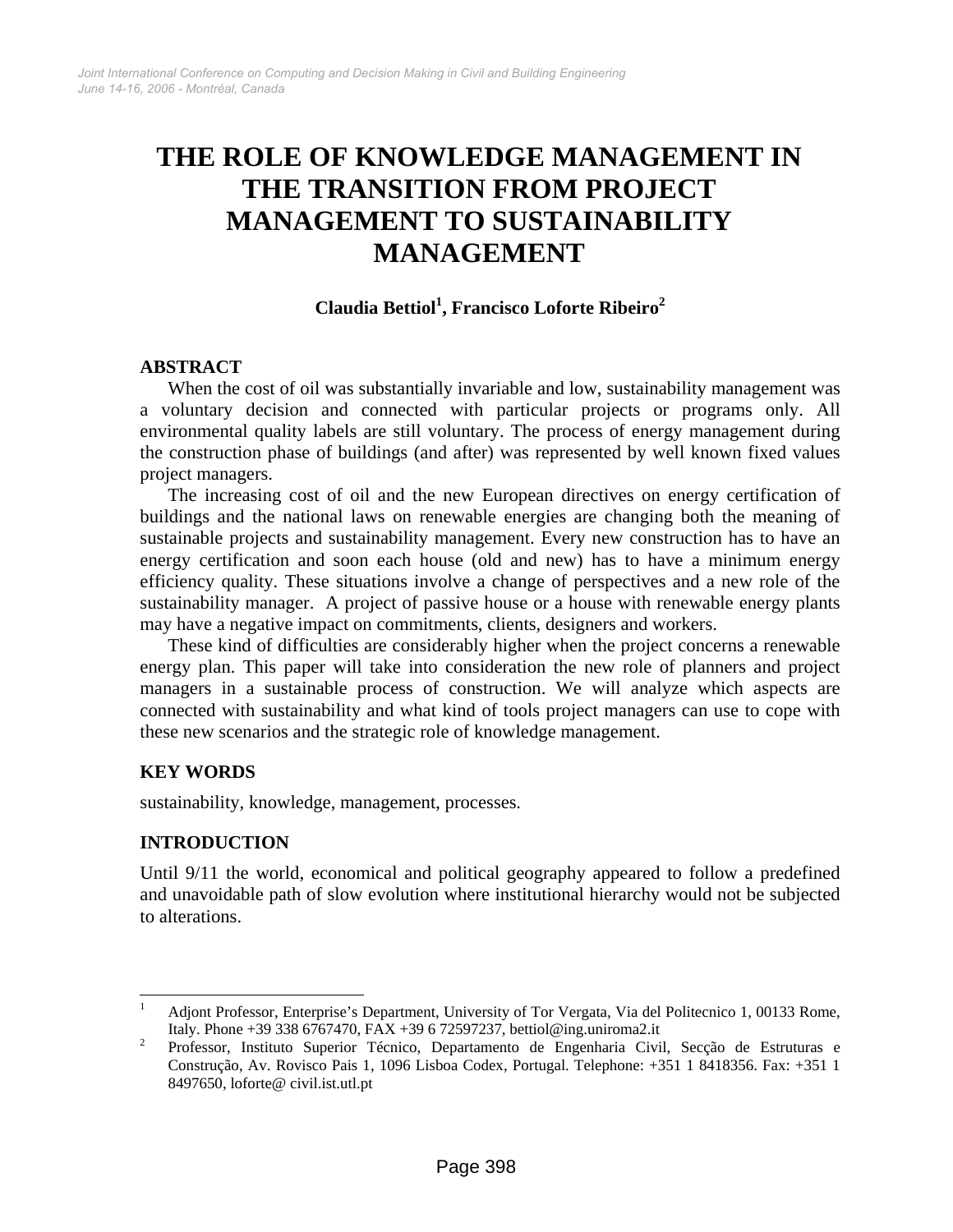# THE ROLE OF KNOWLEDGE MANAGEMENT IN THE TRANSITION FROM PROJECT MANAGEMENT TO SUSTAINABILITY MANAGEMENT

**Claudia Bettiol[1], Francisco Loforte Ribeiro[2]**

## ABSTRACT

When the cost of oil was substantially invariable and low, sustainability management was a voluntary decision and connected with particular projects or programs only. All environmental quality labels are still voluntary. The process of energy management during the construction phase of buildings (and after) was represented by well known fixed values project managers.

The increasing cost of oil and the new European directives on energy certification of buildings and the national laws on renewable energies are changing both the meaning of sustainable projects and sustainability management. Every new construction has to have an energy certification and soon each house (old and new) has to have a minimum energy efficiency quality. These situations involve a change of perspectives and a new role of the sustainability manager. A project of passive house or a house with renewable energy plants may have a negative impact on commitments, clients, designers and workers.

These kind of difficulties are considerably higher when the project concerns a renewable energy plan. This paper will take into consideration the new role of planners and project managers in a sustainable process of construction. We will analyze which aspects are connected with sustainability and what kind of tools project managers can use to cope with these new scenarios and the strategic role of knowledge management.

## KEY WORDS

sustainability, knowledge, management, processes.

## INTRODUCTION

Until 9/11 the world, economical and political geography appeared to follow a predefined and unavoidable path of slow evolution where institutional hierarchy would not be subjected to alterations.

---

[1] Adjont Professor, Enterprise's Department, University of Tor Vergata, Via del Politecnico 1, 00133 Rome, Italy. Phone +39 338 6767470, FAX +39 6 72597237, bettiol@ing.uniroma2.it

[2] Professor, Instituto Superior Técnico, Departamento de Engenharia Civil, Secção de Estruturas e Construção, Av. Rovisco Pais 1, 1096 Lisboa Codex, Portugal. Telephone: +351 1 8418356. Fax: +351 1 8497650, loforte@ civil.ist.utl.pt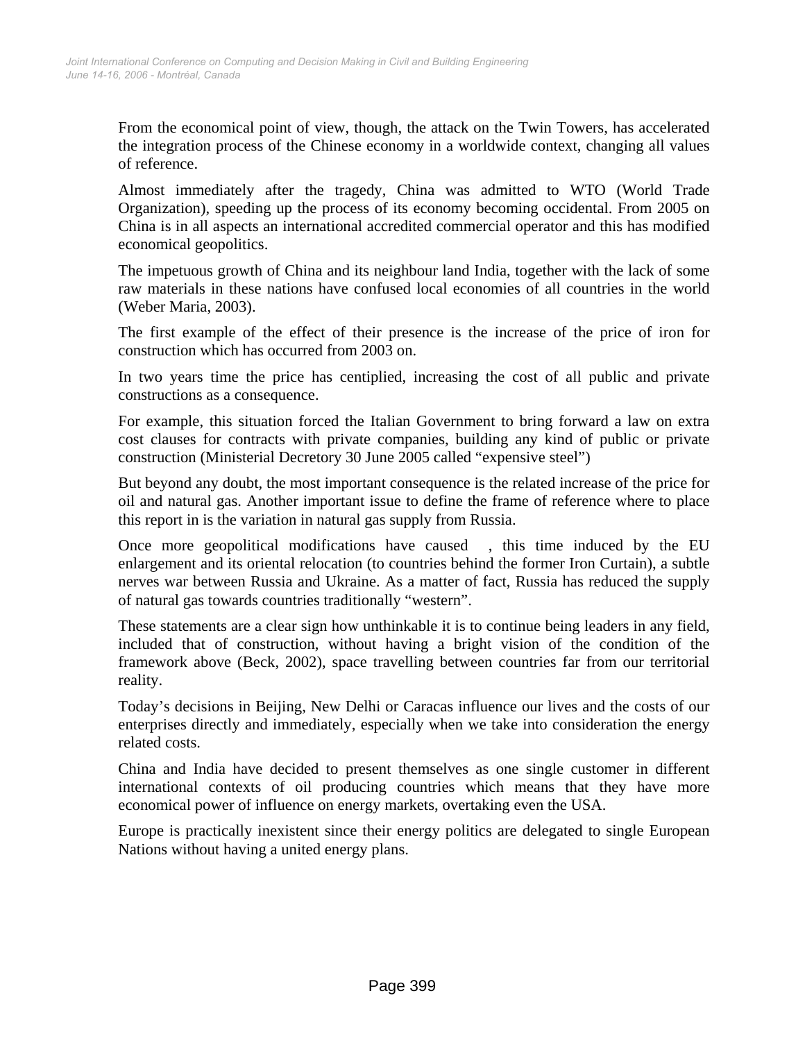From the economical point of view, though, the attack on the Twin Towers, has accelerated the integration process of the Chinese economy in a worldwide context, changing all values of reference.

Almost immediately after the tragedy, China was admitted to WTO (World Trade Organization), speeding up the process of its economy becoming occidental. From 2005 on China is in all aspects an international accredited commercial operator and this has modified economical geopolitics.

The impetuous growth of China and its neighbour land India, together with the lack of some raw materials in these nations have confused local economies of all countries in the world (Weber Maria, 2003).

The first example of the effect of their presence is the increase of the price of iron for construction which has occurred from 2003 on.

In two years time the price has centiplied, increasing the cost of all public and private constructions as a consequence.

For example, this situation forced the Italian Government to bring forward a law on extra cost clauses for contracts with private companies, building any kind of public or private construction (Ministerial Decretory 30 June 2005 called "expensive steel")

But beyond any doubt, the most important consequence is the related increase of the price for oil and natural gas. Another important issue to define the frame of reference where to place this report in is the variation in natural gas supply from Russia.

Once more geopolitical modifications have caused , this time induced by the EU enlargement and its oriental relocation (to countries behind the former Iron Curtain), a subtle nerves war between Russia and Ukraine. As a matter of fact, Russia has reduced the supply of natural gas towards countries traditionally "western".

These statements are a clear sign how unthinkable it is to continue being leaders in any field, included that of construction, without having a bright vision of the condition of the framework above (Beck, 2002), space travelling between countries far from our territorial reality.

Today's decisions in Beijing, New Delhi or Caracas influence our lives and the costs of our enterprises directly and immediately, especially when we take into consideration the energy related costs.

China and India have decided to present themselves as one single customer in different international contexts of oil producing countries which means that they have more economical power of influence on energy markets, overtaking even the USA.

Europe is practically inexistent since their energy politics are delegated to single European Nations without having a united energy plans.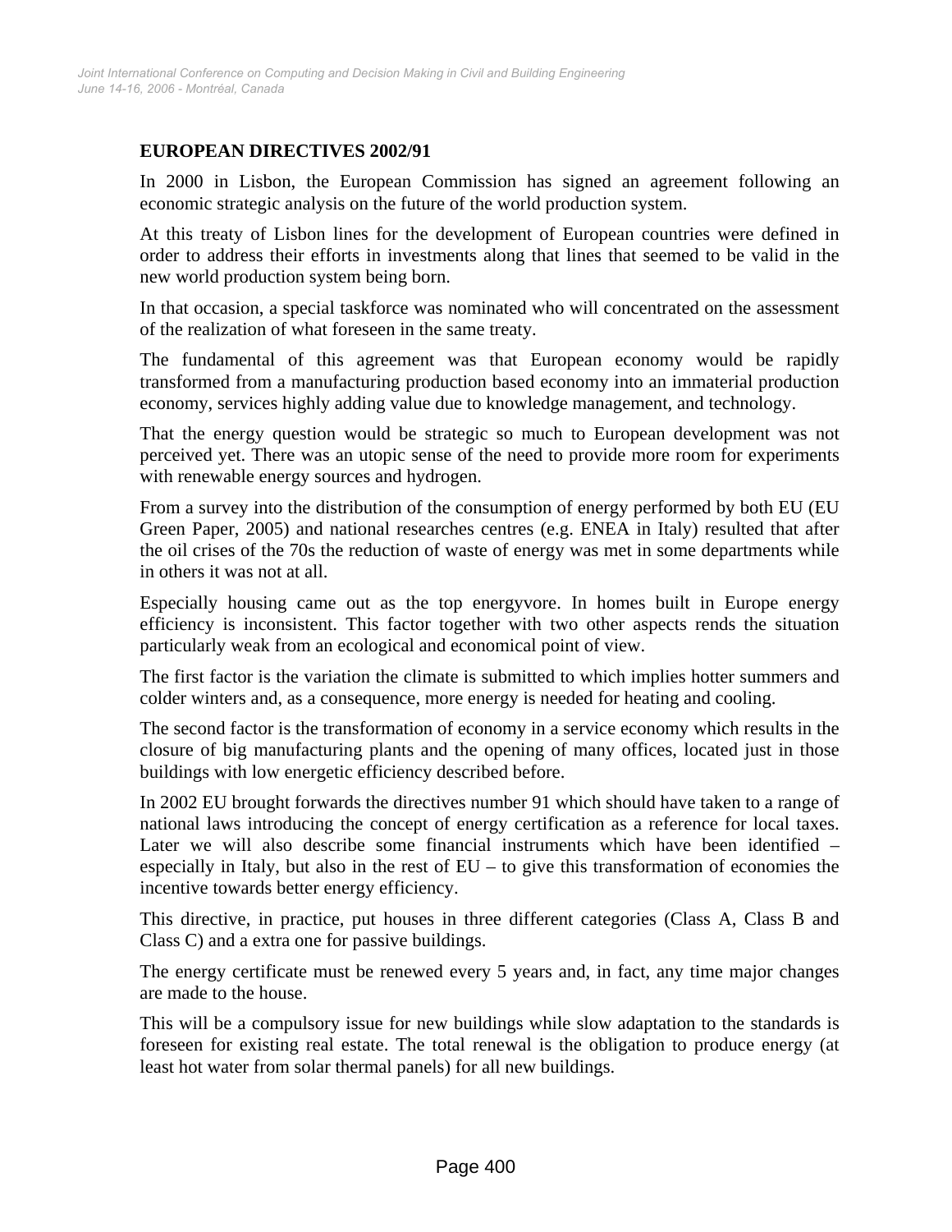## EUROPEAN DIRECTIVES 2002/91

In 2000 in Lisbon, the European Commission has signed an agreement following an economic strategic analysis on the future of the world production system.

At this treaty of Lisbon lines for the development of European countries were defined in order to address their efforts in investments along that lines that seemed to be valid in the new world production system being born.

In that occasion, a special taskforce was nominated who will concentrated on the assessment of the realization of what foreseen in the same treaty.

The fundamental of this agreement was that European economy would be rapidly transformed from a manufacturing production based economy into an immaterial production economy, services highly adding value due to knowledge management, and technology.

That the energy question would be strategic so much to European development was not perceived yet. There was an utopic sense of the need to provide more room for experiments with renewable energy sources and hydrogen.

From a survey into the distribution of the consumption of energy performed by both EU (EU Green Paper, 2005) and national researches centres (e.g. ENEA in Italy) resulted that after the oil crises of the 70s the reduction of waste of energy was met in some departments while in others it was not at all.

Especially housing came out as the top energyvore. In homes built in Europe energy efficiency is inconsistent. This factor together with two other aspects rends the situation particularly weak from an ecological and economical point of view.

The first factor is the variation the climate is submitted to which implies hotter summers and colder winters and, as a consequence, more energy is needed for heating and cooling.

The second factor is the transformation of economy in a service economy which results in the closure of big manufacturing plants and the opening of many offices, located just in those buildings with low energetic efficiency described before.

In 2002 EU brought forwards the directives number 91 which should have taken to a range of national laws introducing the concept of energy certification as a reference for local taxes. Later we will also describe some financial instruments which have been identified – especially in Italy, but also in the rest of EU – to give this transformation of economies the incentive towards better energy efficiency.

This directive, in practice, put houses in three different categories (Class A, Class B and Class C) and a extra one for passive buildings.

The energy certificate must be renewed every 5 years and, in fact, any time major changes are made to the house.

This will be a compulsory issue for new buildings while slow adaptation to the standards is foreseen for existing real estate. The total renewal is the obligation to produce energy (at least hot water from solar thermal panels) for all new buildings.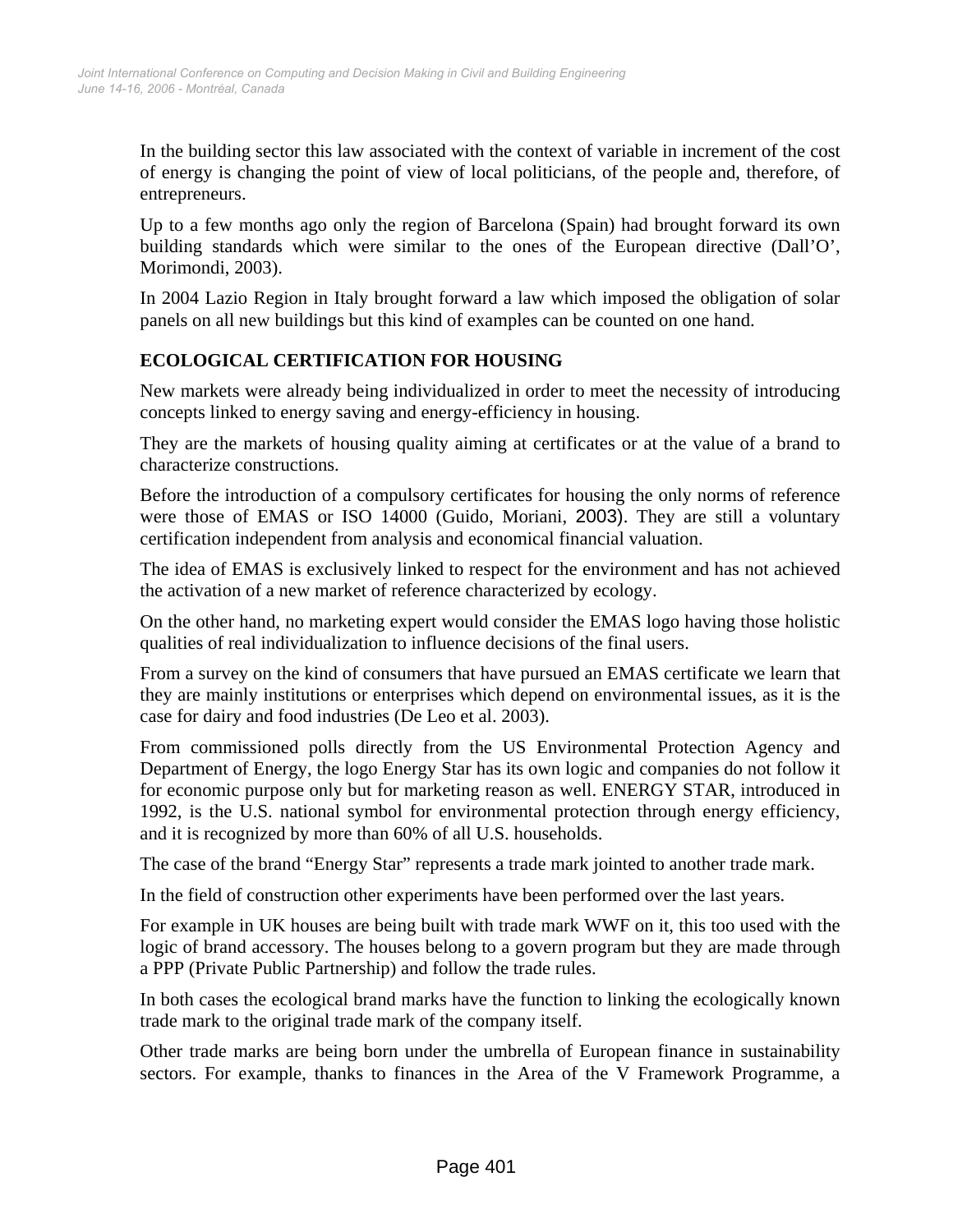In the building sector this law associated with the context of variable in increment of the cost of energy is changing the point of view of local politicians, of the people and, therefore, of entrepreneurs.

Up to a few months ago only the region of Barcelona (Spain) had brought forward its own building standards which were similar to the ones of the European directive (Dall'O', Morimondi, 2003).

In 2004 Lazio Region in Italy brought forward a law which imposed the obligation of solar panels on all new buildings but this kind of examples can be counted on one hand.

## ECOLOGICAL CERTIFICATION FOR HOUSING

New markets were already being individualized in order to meet the necessity of introducing concepts linked to energy saving and energy-efficiency in housing.

They are the markets of housing quality aiming at certificates or at the value of a brand to characterize constructions.

Before the introduction of a compulsory certificates for housing the only norms of reference were those of EMAS or ISO 14000 (Guido, Moriani, 2003). They are still a voluntary certification independent from analysis and economical financial valuation.

The idea of EMAS is exclusively linked to respect for the environment and has not achieved the activation of a new market of reference characterized by ecology.

On the other hand, no marketing expert would consider the EMAS logo having those holistic qualities of real individualization to influence decisions of the final users.

From a survey on the kind of consumers that have pursued an EMAS certificate we learn that they are mainly institutions or enterprises which depend on environmental issues, as it is the case for dairy and food industries (De Leo et al. 2003).

From commissioned polls directly from the US Environmental Protection Agency and Department of Energy, the logo Energy Star has its own logic and companies do not follow it for economic purpose only but for marketing reason as well. ENERGY STAR, introduced in 1992, is the U.S. national symbol for environmental protection through energy efficiency, and it is recognized by more than 60% of all U.S. households.

The case of the brand "Energy Star" represents a trade mark jointed to another trade mark.

In the field of construction other experiments have been performed over the last years.

For example in UK houses are being built with trade mark WWF on it, this too used with the logic of brand accessory. The houses belong to a govern program but they are made through a PPP (Private Public Partnership) and follow the trade rules.

In both cases the ecological brand marks have the function to linking the ecologically known trade mark to the original trade mark of the company itself.

Other trade marks are being born under the umbrella of European finance in sustainability sectors. For example, thanks to finances in the Area of the V Framework Programme, a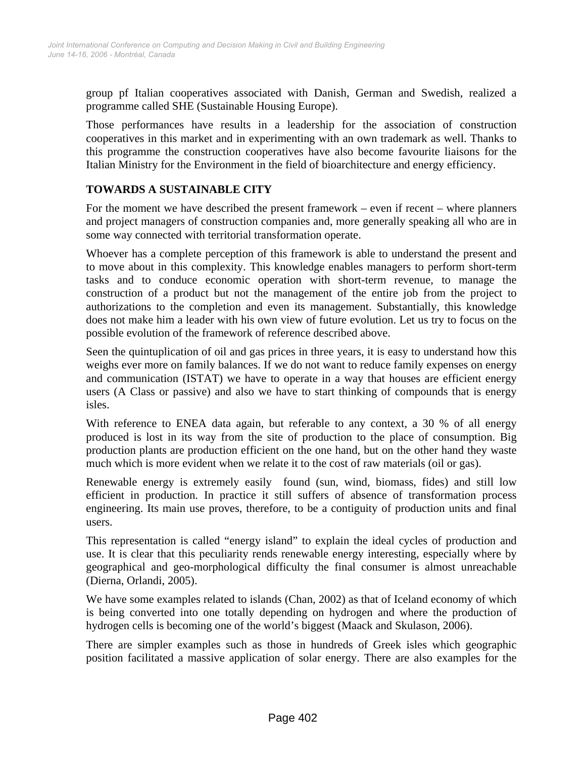group pf Italian cooperatives associated with Danish, German and Swedish, realized a programme called SHE (Sustainable Housing Europe).

Those performances have results in a leadership for the association of construction cooperatives in this market and in experimenting with an own trademark as well. Thanks to this programme the construction cooperatives have also become favourite liaisons for the Italian Ministry for the Environment in the field of bioarchitecture and energy efficiency.

## TOWARDS A SUSTAINABLE CITY

For the moment we have described the present framework – even if recent – where planners and project managers of construction companies and, more generally speaking all who are in some way connected with territorial transformation operate.

Whoever has a complete perception of this framework is able to understand the present and to move about in this complexity. This knowledge enables managers to perform short-term tasks and to conduce economic operation with short-term revenue, to manage the construction of a product but not the management of the entire job from the project to authorizations to the completion and even its management. Substantially, this knowledge does not make him a leader with his own view of future evolution. Let us try to focus on the possible evolution of the framework of reference described above.

Seen the quintuplication of oil and gas prices in three years, it is easy to understand how this weighs ever more on family balances. If we do not want to reduce family expenses on energy and communication (ISTAT) we have to operate in a way that houses are efficient energy users (A Class or passive) and also we have to start thinking of compounds that is energy isles.

With reference to ENEA data again, but referable to any context, a 30 % of all energy produced is lost in its way from the site of production to the place of consumption. Big production plants are production efficient on the one hand, but on the other hand they waste much which is more evident when we relate it to the cost of raw materials (oil or gas).

Renewable energy is extremely easily found (sun, wind, biomass, fides) and still low efficient in production. In practice it still suffers of absence of transformation process engineering. Its main use proves, therefore, to be a contiguity of production units and final users.

This representation is called "energy island" to explain the ideal cycles of production and use. It is clear that this peculiarity rends renewable energy interesting, especially where by geographical and geo-morphological difficulty the final consumer is almost unreachable (Dierna, Orlandi, 2005).

We have some examples related to islands (Chan, 2002) as that of Iceland economy of which is being converted into one totally depending on hydrogen and where the production of hydrogen cells is becoming one of the world's biggest (Maack and Skulason, 2006).

There are simpler examples such as those in hundreds of Greek isles which geographic position facilitated a massive application of solar energy. There are also examples for the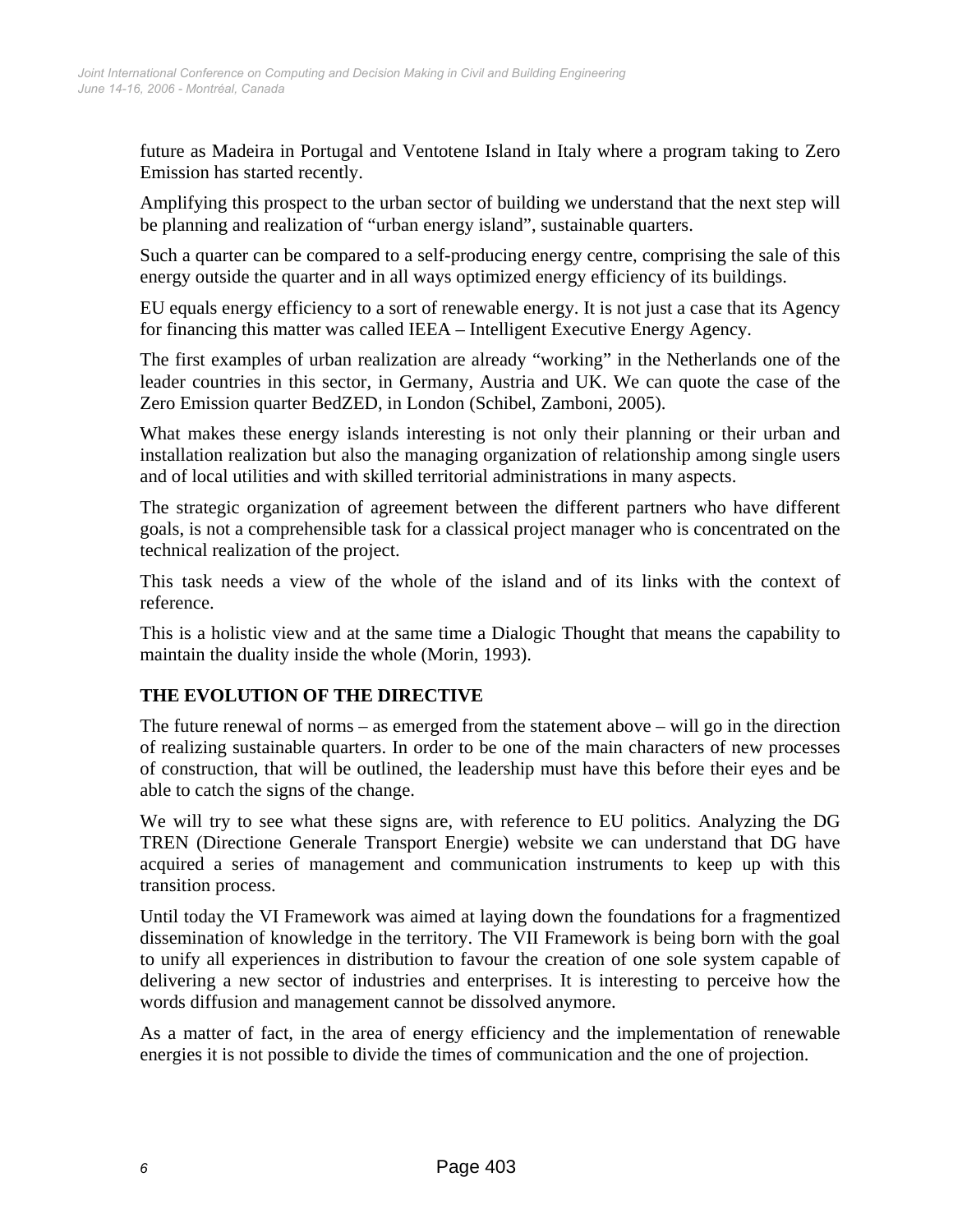future as Madeira in Portugal and Ventotene Island in Italy where a program taking to Zero Emission has started recently.

Amplifying this prospect to the urban sector of building we understand that the next step will be planning and realization of "urban energy island", sustainable quarters.

Such a quarter can be compared to a self-producing energy centre, comprising the sale of this energy outside the quarter and in all ways optimized energy efficiency of its buildings.

EU equals energy efficiency to a sort of renewable energy. It is not just a case that its Agency for financing this matter was called IEEA – Intelligent Executive Energy Agency.

The first examples of urban realization are already "working" in the Netherlands one of the leader countries in this sector, in Germany, Austria and UK. We can quote the case of the Zero Emission quarter BedZED, in London (Schibel, Zamboni, 2005).

What makes these energy islands interesting is not only their planning or their urban and installation realization but also the managing organization of relationship among single users and of local utilities and with skilled territorial administrations in many aspects.

The strategic organization of agreement between the different partners who have different goals, is not a comprehensible task for a classical project manager who is concentrated on the technical realization of the project.

This task needs a view of the whole of the island and of its links with the context of reference.

This is a holistic view and at the same time a Dialogic Thought that means the capability to maintain the duality inside the whole (Morin, 1993).

## THE EVOLUTION OF THE DIRECTIVE

The future renewal of norms – as emerged from the statement above – will go in the direction of realizing sustainable quarters. In order to be one of the main characters of new processes of construction, that will be outlined, the leadership must have this before their eyes and be able to catch the signs of the change.

We will try to see what these signs are, with reference to EU politics. Analyzing the DG TREN (Directione Generale Transport Energie) website we can understand that DG have acquired a series of management and communication instruments to keep up with this transition process.

Until today the VI Framework was aimed at laying down the foundations for a fragmentized dissemination of knowledge in the territory. The VII Framework is being born with the goal to unify all experiences in distribution to favour the creation of one sole system capable of delivering a new sector of industries and enterprises. It is interesting to perceive how the words diffusion and management cannot be dissolved anymore.

As a matter of fact, in the area of energy efficiency and the implementation of renewable energies it is not possible to divide the times of communication and the one of projection.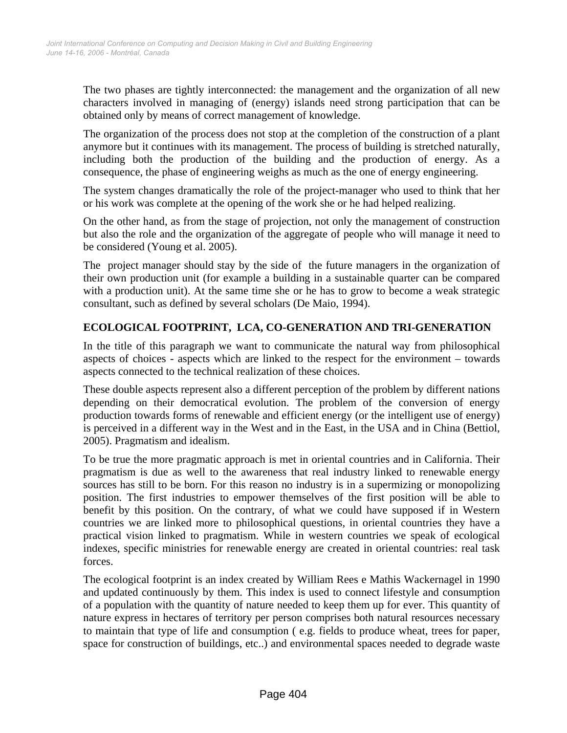The two phases are tightly interconnected: the management and the organization of all new characters involved in managing of (energy) islands need strong participation that can be obtained only by means of correct management of knowledge.

The organization of the process does not stop at the completion of the construction of a plant anymore but it continues with its management. The process of building is stretched naturally, including both the production of the building and the production of energy. As a consequence, the phase of engineering weighs as much as the one of energy engineering.

The system changes dramatically the role of the project-manager who used to think that her or his work was complete at the opening of the work she or he had helped realizing.

On the other hand, as from the stage of projection, not only the management of construction but also the role and the organization of the aggregate of people who will manage it need to be considered (Young et al. 2005).

The project manager should stay by the side of the future managers in the organization of their own production unit (for example a building in a sustainable quarter can be compared with a production unit). At the same time she or he has to grow to become a weak strategic consultant, such as defined by several scholars (De Maio, 1994).

## ECOLOGICAL FOOTPRINT, LCA, CO-GENERATION AND TRI-GENERATION

In the title of this paragraph we want to communicate the natural way from philosophical aspects of choices - aspects which are linked to the respect for the environment – towards aspects connected to the technical realization of these choices.

These double aspects represent also a different perception of the problem by different nations depending on their democratical evolution. The problem of the conversion of energy production towards forms of renewable and efficient energy (or the intelligent use of energy) is perceived in a different way in the West and in the East, in the USA and in China (Bettiol, 2005). Pragmatism and idealism.

To be true the more pragmatic approach is met in oriental countries and in California. Their pragmatism is due as well to the awareness that real industry linked to renewable energy sources has still to be born. For this reason no industry is in a supermizing or monopolizing position. The first industries to empower themselves of the first position will be able to benefit by this position. On the contrary, of what we could have supposed if in Western countries we are linked more to philosophical questions, in oriental countries they have a practical vision linked to pragmatism. While in western countries we speak of ecological indexes, specific ministries for renewable energy are created in oriental countries: real task forces.

The ecological footprint is an index created by William Rees e Mathis Wackernagel in 1990 and updated continuously by them. This index is used to connect lifestyle and consumption of a population with the quantity of nature needed to keep them up for ever. This quantity of nature express in hectares of territory per person comprises both natural resources necessary to maintain that type of life and consumption ( e.g. fields to produce wheat, trees for paper, space for construction of buildings, etc..) and environmental spaces needed to degrade waste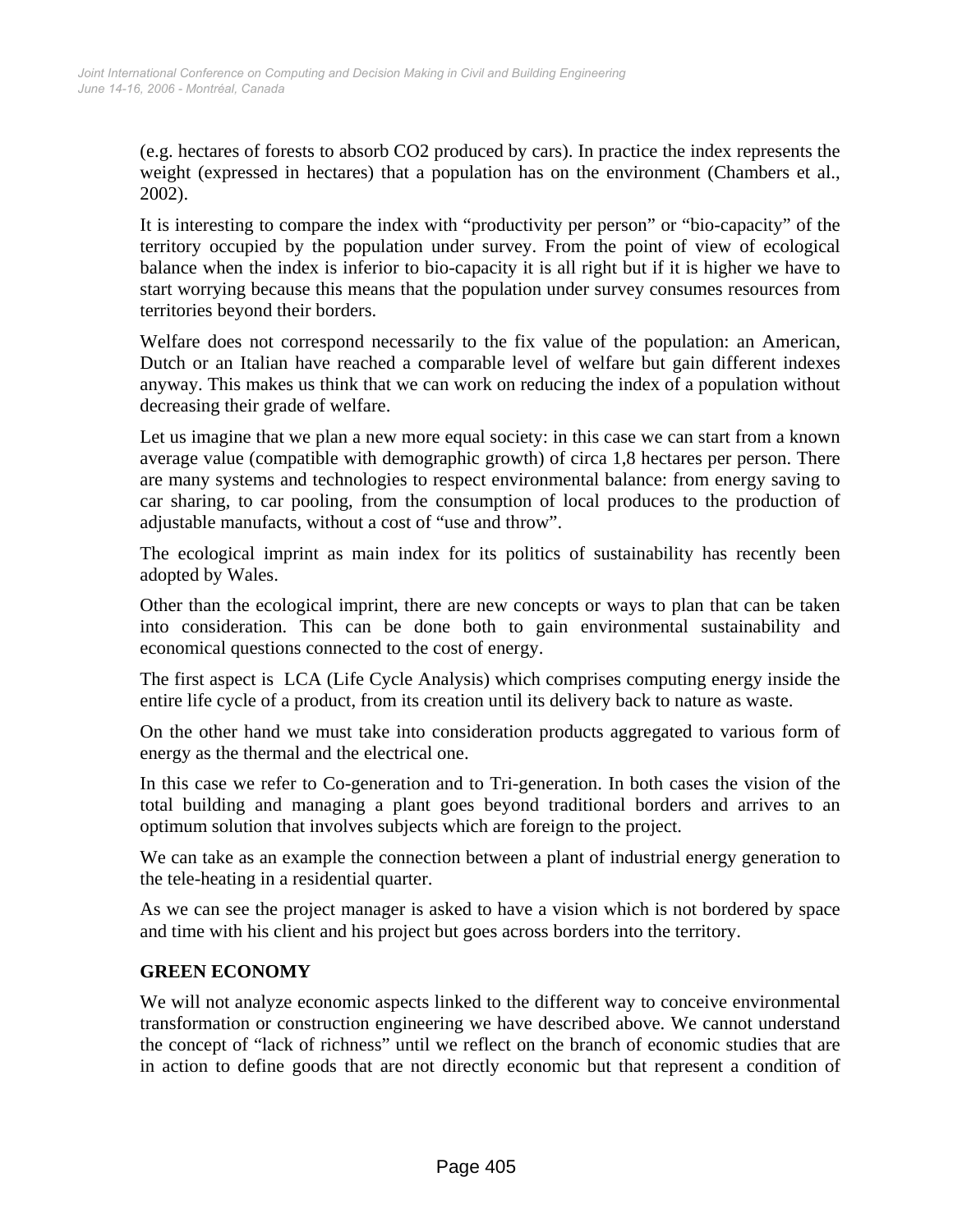(e.g. hectares of forests to absorb $CO_2$ produced by cars). In practice the index represents the weight (expressed in hectares) that a population has on the environment (Chambers et al., 2002).

It is interesting to compare the index with "productivity per person" or "bio-capacity" of the territory occupied by the population under survey. From the point of view of ecological balance when the index is inferior to bio-capacity it is all right but if it is higher we have to start worrying because this means that the population under survey consumes resources from territories beyond their borders.

Welfare does not correspond necessarily to the fix value of the population: an American, Dutch or an Italian have reached a comparable level of welfare but gain different indexes anyway. This makes us think that we can work on reducing the index of a population without decreasing their grade of welfare.

Let us imagine that we plan a new more equal society: in this case we can start from a known average value (compatible with demographic growth) of circa 1,8 hectares per person. There are many systems and technologies to respect environmental balance: from energy saving to car sharing, to car pooling, from the consumption of local produces to the production of adjustable manufacts, without a cost of "use and throw".

The ecological imprint as main index for its politics of sustainability has recently been adopted by Wales.

Other than the ecological imprint, there are new concepts or ways to plan that can be taken into consideration. This can be done both to gain environmental sustainability and economical questions connected to the cost of energy.

The first aspect is LCA (Life Cycle Analysis) which comprises computing energy inside the entire life cycle of a product, from its creation until its delivery back to nature as waste.

On the other hand we must take into consideration products aggregated to various form of energy as the thermal and the electrical one.

In this case we refer to Co-generation and to Tri-generation. In both cases the vision of the total building and managing a plant goes beyond traditional borders and arrives to an optimum solution that involves subjects which are foreign to the project.

We can take as an example the connection between a plant of industrial energy generation to the tele-heating in a residential quarter.

As we can see the project manager is asked to have a vision which is not bordered by space and time with his client and his project but goes across borders into the territory.

## GREEN ECONOMY

We will not analyze economic aspects linked to the different way to conceive environmental transformation or construction engineering we have described above. We cannot understand the concept of "lack of richness" until we reflect on the branch of economic studies that are in action to define goods that are not directly economic but that represent a condition of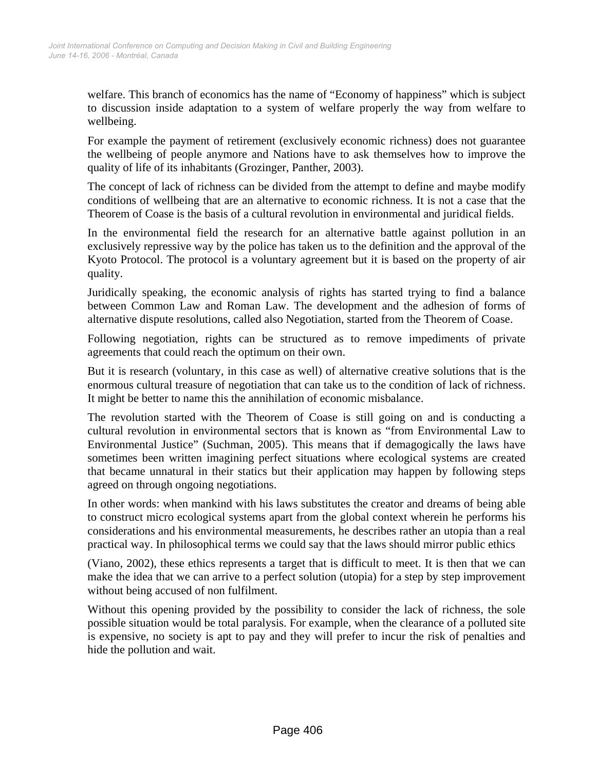welfare. This branch of economics has the name of "Economy of happiness" which is subject to discussion inside adaptation to a system of welfare properly the way from welfare to wellbeing.

For example the payment of retirement (exclusively economic richness) does not guarantee the wellbeing of people anymore and Nations have to ask themselves how to improve the quality of life of its inhabitants (Grozinger, Panther, 2003).

The concept of lack of richness can be divided from the attempt to define and maybe modify conditions of wellbeing that are an alternative to economic richness. It is not a case that the Theorem of Coase is the basis of a cultural revolution in environmental and juridical fields.

In the environmental field the research for an alternative battle against pollution in an exclusively repressive way by the police has taken us to the definition and the approval of the Kyoto Protocol. The protocol is a voluntary agreement but it is based on the property of air quality.

Juridically speaking, the economic analysis of rights has started trying to find a balance between Common Law and Roman Law. The development and the adhesion of forms of alternative dispute resolutions, called also Negotiation, started from the Theorem of Coase.

Following negotiation, rights can be structured as to remove impediments of private agreements that could reach the optimum on their own.

But it is research (voluntary, in this case as well) of alternative creative solutions that is the enormous cultural treasure of negotiation that can take us to the condition of lack of richness. It might be better to name this the annihilation of economic misbalance.

The revolution started with the Theorem of Coase is still going on and is conducting a cultural revolution in environmental sectors that is known as "from Environmental Law to Environmental Justice" (Suchman, 2005). This means that if demagogically the laws have sometimes been written imagining perfect situations where ecological systems are created that became unnatural in their statics but their application may happen by following steps agreed on through ongoing negotiations.

In other words: when mankind with his laws substitutes the creator and dreams of being able to construct micro ecological systems apart from the global context wherein he performs his considerations and his environmental measurements, he describes rather an utopia than a real practical way. In philosophical terms we could say that the laws should mirror public ethics

(Viano, 2002), these ethics represents a target that is difficult to meet. It is then that we can make the idea that we can arrive to a perfect solution (utopia) for a step by step improvement without being accused of non fulfilment.

Without this opening provided by the possibility to consider the lack of richness, the sole possible situation would be total paralysis. For example, when the clearance of a polluted site is expensive, no society is apt to pay and they will prefer to incur the risk of penalties and hide the pollution and wait.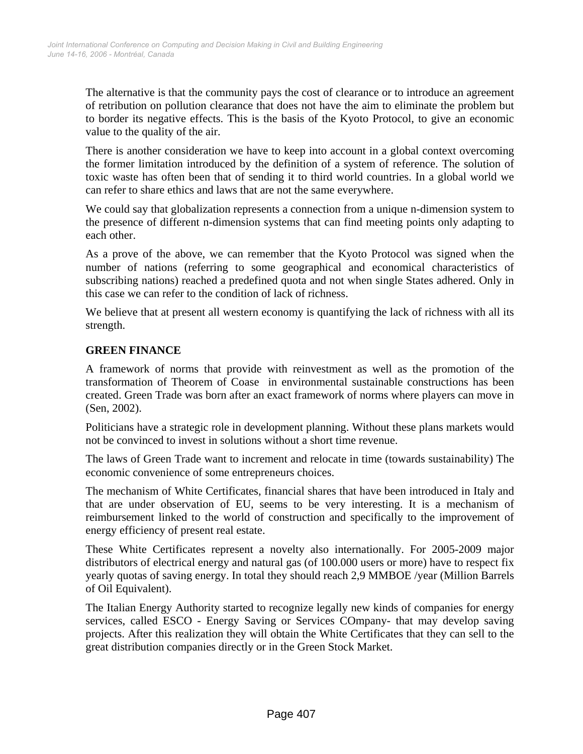The alternative is that the community pays the cost of clearance or to introduce an agreement of retribution on pollution clearance that does not have the aim to eliminate the problem but to border its negative effects. This is the basis of the Kyoto Protocol, to give an economic value to the quality of the air.

There is another consideration we have to keep into account in a global context overcoming the former limitation introduced by the definition of a system of reference. The solution of toxic waste has often been that of sending it to third world countries. In a global world we can refer to share ethics and laws that are not the same everywhere.

We could say that globalization represents a connection from a unique n-dimension system to the presence of different n-dimension systems that can find meeting points only adapting to each other.

As a prove of the above, we can remember that the Kyoto Protocol was signed when the number of nations (referring to some geographical and economical characteristics of subscribing nations) reached a predefined quota and not when single States adhered. Only in this case we can refer to the condition of lack of richness.

We believe that at present all western economy is quantifying the lack of richness with all its strength.

## GREEN FINANCE

A framework of norms that provide with reinvestment as well as the promotion of the transformation of Theorem of Coase in environmental sustainable constructions has been created. Green Trade was born after an exact framework of norms where players can move in (Sen, 2002).

Politicians have a strategic role in development planning. Without these plans markets would not be convinced to invest in solutions without a short time revenue.

The laws of Green Trade want to increment and relocate in time (towards sustainability) The economic convenience of some entrepreneurs choices.

The mechanism of White Certificates, financial shares that have been introduced in Italy and that are under observation of EU, seems to be very interesting. It is a mechanism of reimbursement linked to the world of construction and specifically to the improvement of energy efficiency of present real estate.

These White Certificates represent a novelty also internationally. For 2005-2009 major distributors of electrical energy and natural gas (of 100.000 users or more) have to respect fix yearly quotas of saving energy. In total they should reach 2,9 MMBOE /year (Million Barrels of Oil Equivalent).

The Italian Energy Authority started to recognize legally new kinds of companies for energy services, called ESCO - Energy Saving or Services COmpany- that may develop saving projects. After this realization they will obtain the White Certificates that they can sell to the great distribution companies directly or in the Green Stock Market.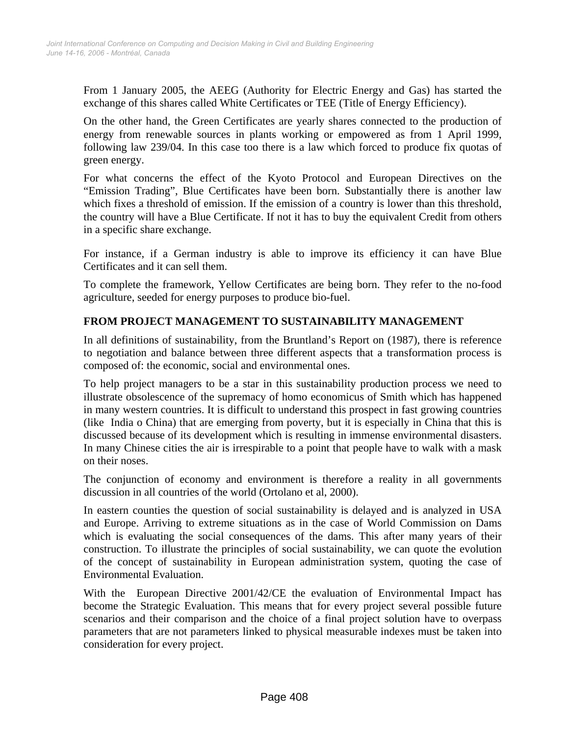From 1 January 2005, the AEEG (Authority for Electric Energy and Gas) has started the exchange of this shares called White Certificates or TEE (Title of Energy Efficiency).

On the other hand, the Green Certificates are yearly shares connected to the production of energy from renewable sources in plants working or empowered as from 1 April 1999, following law 239/04. In this case too there is a law which forced to produce fix quotas of green energy.

For what concerns the effect of the Kyoto Protocol and European Directives on the "Emission Trading", Blue Certificates have been born. Substantially there is another law which fixes a threshold of emission. If the emission of a country is lower than this threshold, the country will have a Blue Certificate. If not it has to buy the equivalent Credit from others in a specific share exchange.

For instance, if a German industry is able to improve its efficiency it can have Blue Certificates and it can sell them.

To complete the framework, Yellow Certificates are being born. They refer to the no-food agriculture, seeded for energy purposes to produce bio-fuel.

## FROM PROJECT MANAGEMENT TO SUSTAINABILITY MANAGEMENT

In all definitions of sustainability, from the Bruntland's Report on (1987), there is reference to negotiation and balance between three different aspects that a transformation process is composed of: the economic, social and environmental ones.

To help project managers to be a star in this sustainability production process we need to illustrate obsolescence of the supremacy of homo economicus of Smith which has happened in many western countries. It is difficult to understand this prospect in fast growing countries (like India o China) that are emerging from poverty, but it is especially in China that this is discussed because of its development which is resulting in immense environmental disasters. In many Chinese cities the air is irrespirable to a point that people have to walk with a mask on their noses.

The conjunction of economy and environment is therefore a reality in all governments discussion in all countries of the world (Ortolano et al, 2000).

In eastern counties the question of social sustainability is delayed and is analyzed in USA and Europe. Arriving to extreme situations as in the case of World Commission on Dams which is evaluating the social consequences of the dams. This after many years of their construction. To illustrate the principles of social sustainability, we can quote the evolution of the concept of sustainability in European administration system, quoting the case of Environmental Evaluation.

With the European Directive 2001/42/CE the evaluation of Environmental Impact has become the Strategic Evaluation. This means that for every project several possible future scenarios and their comparison and the choice of a final project solution have to overpass parameters that are not parameters linked to physical measurable indexes must be taken into consideration for every project.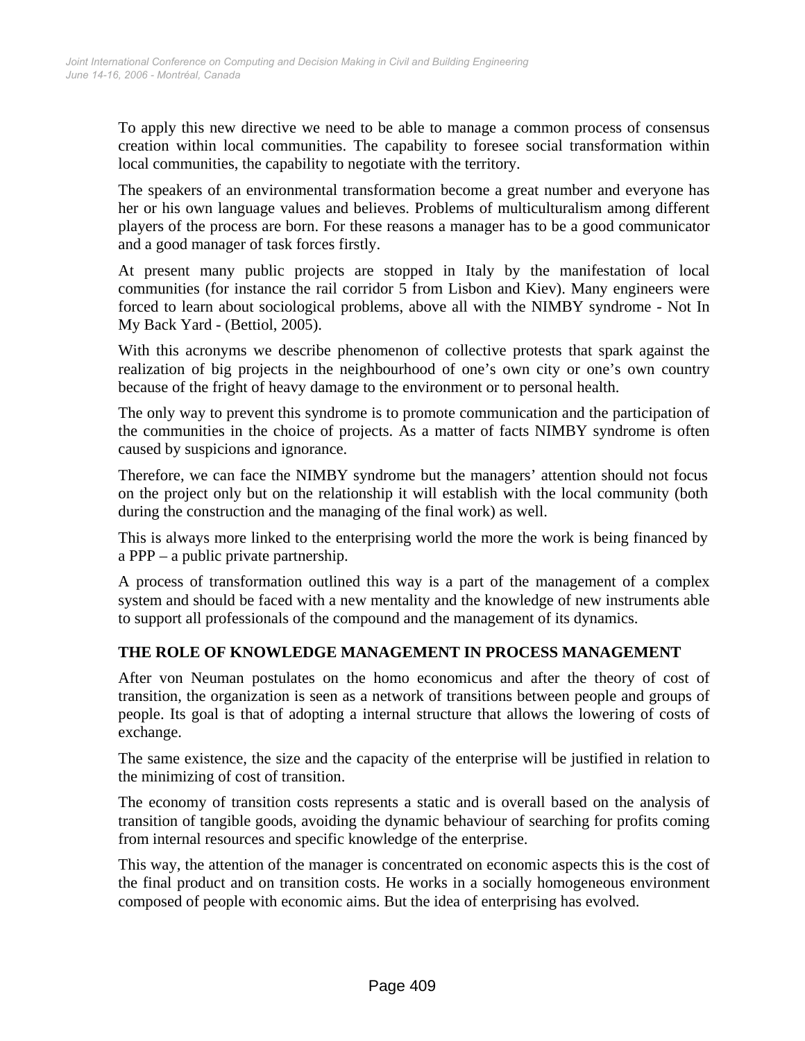To apply this new directive we need to be able to manage a common process of consensus creation within local communities. The capability to foresee social transformation within local communities, the capability to negotiate with the territory.

The speakers of an environmental transformation become a great number and everyone has her or his own language values and believes. Problems of multiculturalism among different players of the process are born. For these reasons a manager has to be a good communicator and a good manager of task forces firstly.

At present many public projects are stopped in Italy by the manifestation of local communities (for instance the rail corridor 5 from Lisbon and Kiev). Many engineers were forced to learn about sociological problems, above all with the NIMBY syndrome - Not In My Back Yard - (Bettiol, 2005).

With this acronyms we describe phenomenon of collective protests that spark against the realization of big projects in the neighbourhood of one's own city or one's own country because of the fright of heavy damage to the environment or to personal health.

The only way to prevent this syndrome is to promote communication and the participation of the communities in the choice of projects. As a matter of facts NIMBY syndrome is often caused by suspicions and ignorance.

Therefore, we can face the NIMBY syndrome but the managers' attention should not focus on the project only but on the relationship it will establish with the local community (both during the construction and the managing of the final work) as well.

This is always more linked to the enterprising world the more the work is being financed by a PPP – a public private partnership.

A process of transformation outlined this way is a part of the management of a complex system and should be faced with a new mentality and the knowledge of new instruments able to support all professionals of the compound and the management of its dynamics.

## THE ROLE OF KNOWLEDGE MANAGEMENT IN PROCESS MANAGEMENT

After von Neuman postulates on the homo economicus and after the theory of cost of transition, the organization is seen as a network of transitions between people and groups of people. Its goal is that of adopting a internal structure that allows the lowering of costs of exchange.

The same existence, the size and the capacity of the enterprise will be justified in relation to the minimizing of cost of transition.

The economy of transition costs represents a static and is overall based on the analysis of transition of tangible goods, avoiding the dynamic behaviour of searching for profits coming from internal resources and specific knowledge of the enterprise.

This way, the attention of the manager is concentrated on economic aspects this is the cost of the final product and on transition costs. He works in a socially homogeneous environment composed of people with economic aims. But the idea of enterprising has evolved.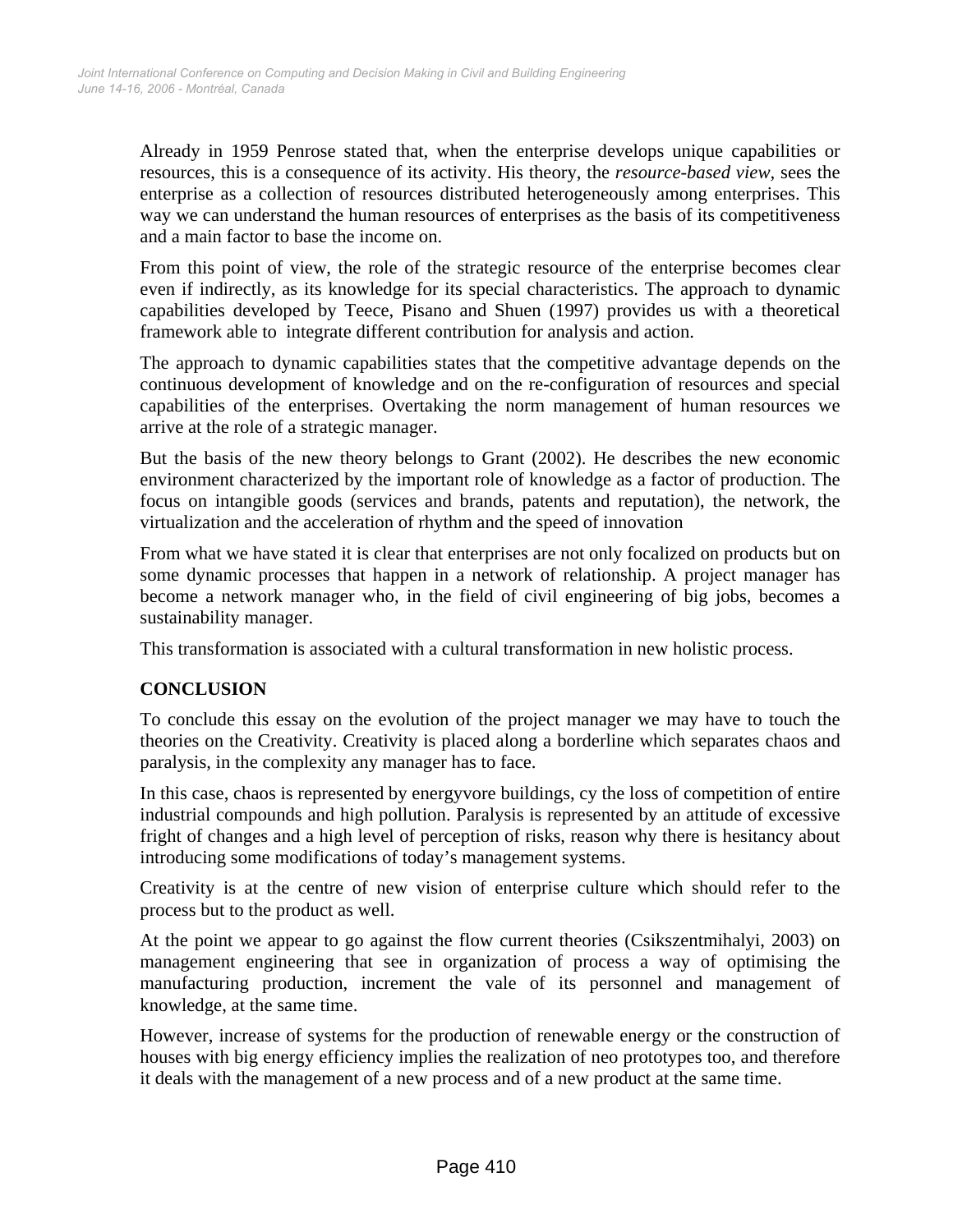Already in 1959 Penrose stated that, when the enterprise develops unique capabilities or resources, this is a consequence of its activity. His theory, the *resource-based view*, sees the enterprise as a collection of resources distributed heterogeneously among enterprises. This way we can understand the human resources of enterprises as the basis of its competitiveness and a main factor to base the income on.

From this point of view, the role of the strategic resource of the enterprise becomes clear even if indirectly, as its knowledge for its special characteristics. The approach to dynamic capabilities developed by Teece, Pisano and Shuen (1997) provides us with a theoretical framework able to integrate different contribution for analysis and action.

The approach to dynamic capabilities states that the competitive advantage depends on the continuous development of knowledge and on the re-configuration of resources and special capabilities of the enterprises. Overtaking the norm management of human resources we arrive at the role of a strategic manager.

But the basis of the new theory belongs to Grant (2002). He describes the new economic environment characterized by the important role of knowledge as a factor of production. The focus on intangible goods (services and brands, patents and reputation), the network, the virtualization and the acceleration of rhythm and the speed of innovation

From what we have stated it is clear that enterprises are not only focalized on products but on some dynamic processes that happen in a network of relationship. A project manager has become a network manager who, in the field of civil engineering of big jobs, becomes a sustainability manager.

This transformation is associated with a cultural transformation in new holistic process.

## CONCLUSION

To conclude this essay on the evolution of the project manager we may have to touch the theories on the Creativity. Creativity is placed along a borderline which separates chaos and paralysis, in the complexity any manager has to face.

In this case, chaos is represented by energyvore buildings, cy the loss of competition of entire industrial compounds and high pollution. Paralysis is represented by an attitude of excessive fright of changes and a high level of perception of risks, reason why there is hesitancy about introducing some modifications of today's management systems.

Creativity is at the centre of new vision of enterprise culture which should refer to the process but to the product as well.

At the point we appear to go against the flow current theories (Csikszentmihalyi, 2003) on management engineering that see in organization of process a way of optimising the manufacturing production, increment the vale of its personnel and management of knowledge, at the same time.

However, increase of systems for the production of renewable energy or the construction of houses with big energy efficiency implies the realization of neo prototypes too, and therefore it deals with the management of a new process and of a new product at the same time.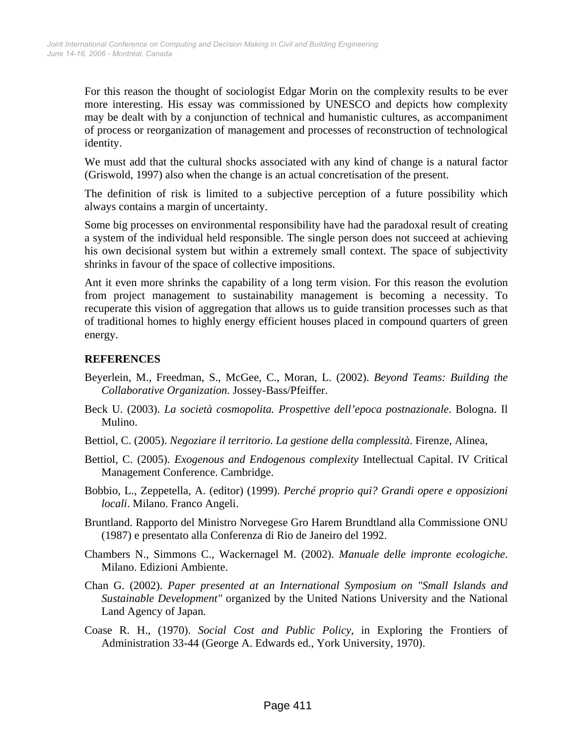For this reason the thought of sociologist Edgar Morin on the complexity results to be ever more interesting. His essay was commissioned by UNESCO and depicts how complexity may be dealt with by a conjunction of technical and humanistic cultures, as accompaniment of process or reorganization of management and processes of reconstruction of technological identity.

We must add that the cultural shocks associated with any kind of change is a natural factor (Griswold, 1997) also when the change is an actual concretisation of the present.

The definition of risk is limited to a subjective perception of a future possibility which always contains a margin of uncertainty.

Some big processes on environmental responsibility have had the paradoxal result of creating a system of the individual held responsible. The single person does not succeed at achieving his own decisional system but within a extremely small context. The space of subjectivity shrinks in favour of the space of collective impositions.

Ant it even more shrinks the capability of a long term vision. For this reason the evolution from project management to sustainability management is becoming a necessity. To recuperate this vision of aggregation that allows us to guide transition processes such as that of traditional homes to highly energy efficient houses placed in compound quarters of green energy.

## REFERENCES

Beyerlein, M., Freedman, S., McGee, C., Moran, L. (2002). *Beyond Teams: Building the Collaborative Organization*. Jossey-Bass/Pfeiffer.

Beck U. (2003). *La società cosmopolita. Prospettive dell'epoca postnazionale*. Bologna. Il Mulino.

Bettiol, C. (2005). *Negoziare il territorio. La gestione della complessità*. Firenze, Alinea,

Bettiol, C. (2005). *Exogenous and Endogenous complexity* Intellectual Capital. IV Critical Management Conference. Cambridge.

Bobbio, L., Zeppetella, A. (editor) (1999). *Perché proprio qui? Grandi opere e opposizioni locali*. Milano. Franco Angeli.

Bruntland. Rapporto del Ministro Norvegese Gro Harem Brundtland alla Commissione ONU (1987) e presentato alla Conferenza di Rio de Janeiro del 1992.

Chambers N., Simmons C., Wackernagel M. (2002). *Manuale delle impronte ecologiche*. Milano. Edizioni Ambiente.

Chan G. (2002). *Paper presented at an International Symposium on "Small Islands and Sustainable Development"* organized by the United Nations University and the National Land Agency of Japan.

Coase R. H., (1970). *Social Cost and Public Policy*, in Exploring the Frontiers of Administration 33-44 (George A. Edwards ed., York University, 1970).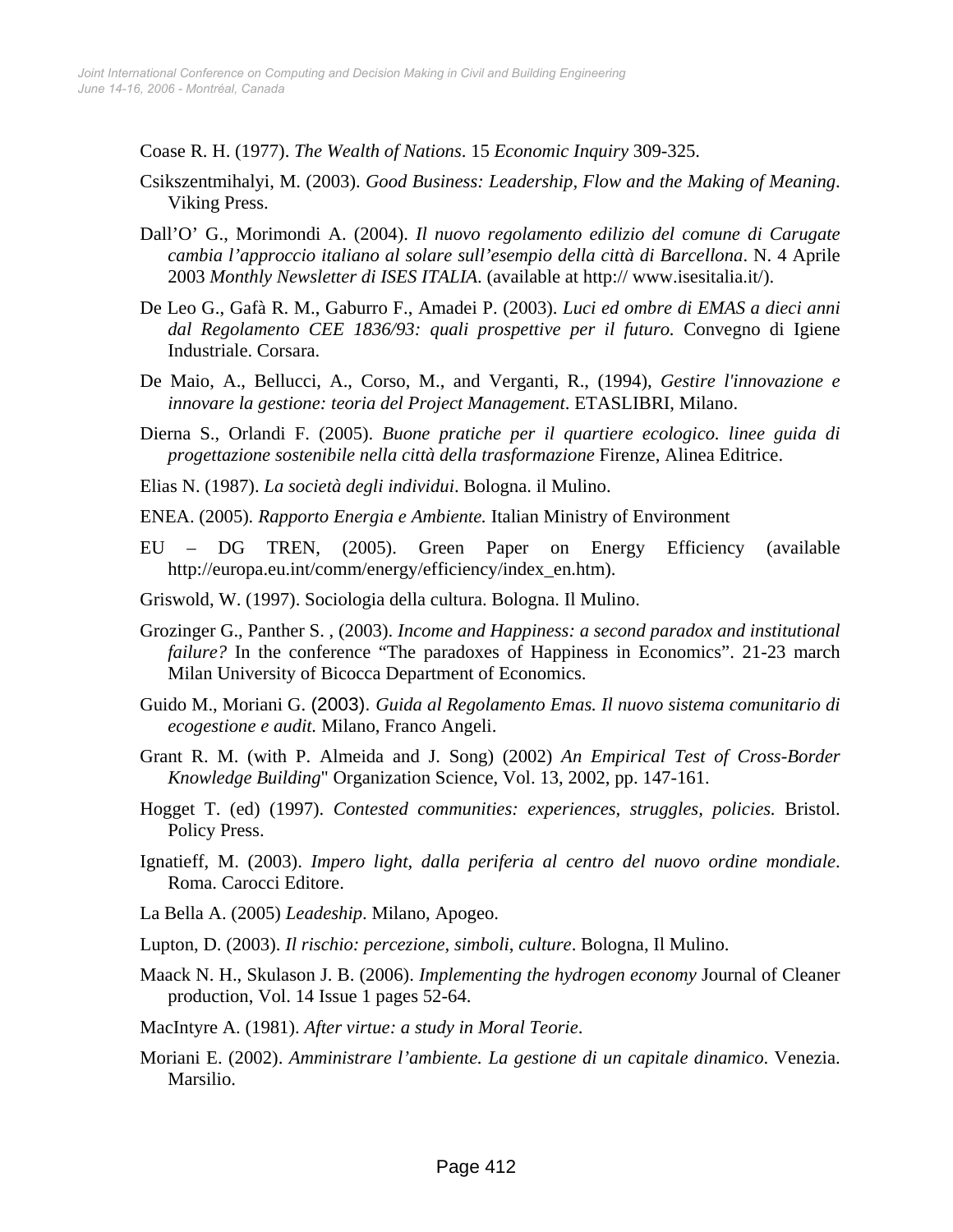Coase R. H. (1977). *The Wealth of Nations*. 15 *Economic Inquiry* 309-325.

Csikszentmihalyi, M. (2003). *Good Business: Leadership, Flow and the Making of Meaning*. Viking Press.

Dall'O' G., Morimondi A. (2004). *Il nuovo regolamento edilizio del comune di Carugate cambia l'approccio italiano al solare sull'esempio della città di Barcellona*. N. 4 Aprile 2003 *Monthly Newsletter di ISES ITALIA*. (available at http:// www.isesitalia.it/).

De Leo G., Gafà R. M., Gaburro F., Amadei P. (2003). *Luci ed ombre di EMAS a dieci anni dal Regolamento CEE 1836/93: quali prospettive per il futuro.* Convegno di Igiene Industriale. Corsara.

De Maio, A., Bellucci, A., Corso, M., and Verganti, R., (1994), *Gestire l'innovazione e innovare la gestione: teoria del Project Management*. ETASLIBRI, Milano.

Dierna S., Orlandi F. (2005). *Buone pratiche per il quartiere ecologico. linee guida di progettazione sostenibile nella città della trasformazione* Firenze, Alinea Editrice.

Elias N. (1987). *La società degli individui*. Bologna. il Mulino.

ENEA. (2005)*. Rapporto Energia e Ambiente.* Italian Ministry of Environment

EU – DG TREN, (2005). Green Paper on Energy Efficiency (available http://europa.eu.int/comm/energy/efficiency/index_en.htm).

Griswold, W. (1997). Sociologia della cultura. Bologna. Il Mulino.

Grozinger G., Panther S. , (2003). *Income and Happiness: a second paradox and institutional failure?* In the conference "The paradoxes of Happiness in Economics". 21-23 march Milan University of Bicocca Department of Economics.

Guido M., Moriani G. (2003). *Guida al Regolamento Emas. Il nuovo sistema comunitario di ecogestione e audit.* Milano, Franco Angeli.

Grant R. M. (with P. Almeida and J. Song) (2002) *An Empirical Test of Cross-Border Knowledge Building*" Organization Science, Vol. 13, 2002, pp. 147-161.

Hogget T. (ed) (1997). *Contested communities: experiences, struggles, policies.* Bristol. Policy Press.

Ignatieff, M. (2003). *Impero light, dalla periferia al centro del nuovo ordine mondiale*. Roma. Carocci Editore.

La Bella A. (2005) *Leadeship*. Milano, Apogeo.

Lupton, D. (2003). *Il rischio: percezione, simboli, culture*. Bologna, Il Mulino.

Maack N. H., Skulason J. B. (2006). *Implementing the hydrogen economy* Journal of Cleaner production, Vol. 14 Issue 1 pages 52-64.

MacIntyre A. (1981). *After virtue: a study in Moral Teorie*.

Moriani E. (2002). *Amministrare l'ambiente. La gestione di un capitale dinamico*. Venezia. Marsilio.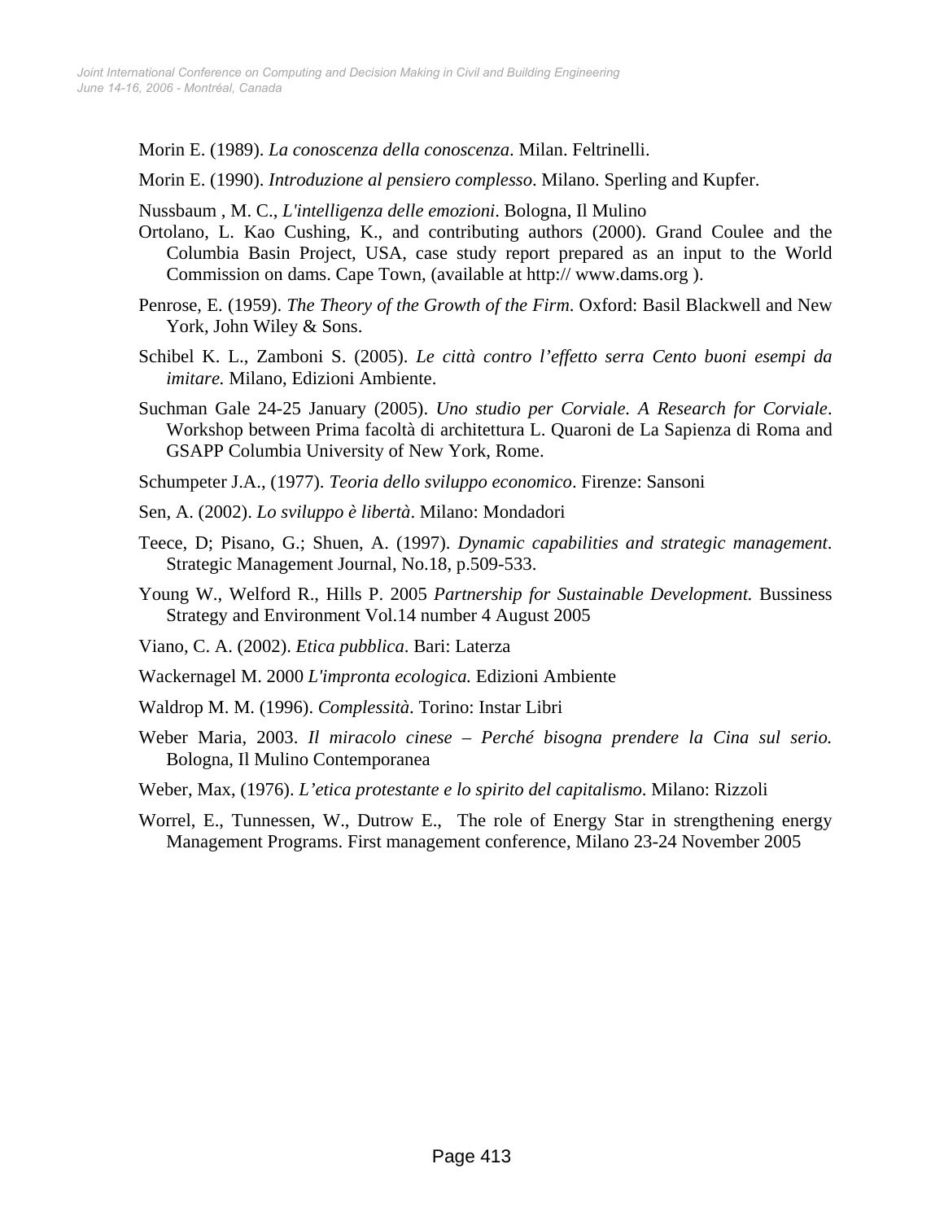Morin E. (1989). *La conoscenza della conoscenza*. Milan. Feltrinelli.

Morin E. (1990). *Introduzione al pensiero complesso*. Milano. Sperling and Kupfer.

Nussbaum , M. C., *L'intelligenza delle emozioni*. Bologna, Il Mulino

Ortolano, L. Kao Cushing, K., and contributing authors (2000). Grand Coulee and the Columbia Basin Project, USA, case study report prepared as an input to the World Commission on dams. Cape Town, (available at http:// www.dams.org ).

Penrose, E. (1959). *The Theory of the Growth of the Firm*. Oxford: Basil Blackwell and New York, John Wiley & Sons.

Schibel K. L., Zamboni S. (2005). *Le città contro l'effetto serra Cento buoni esempi da imitare.* Milano, Edizioni Ambiente.

Suchman Gale 24-25 January (2005). *Uno studio per Corviale. A Research for Corviale*. Workshop between Prima facoltà di architettura L. Quaroni de La Sapienza di Roma and GSAPP Columbia University of New York, Rome.

Schumpeter J.A., (1977). *Teoria dello sviluppo economico*. Firenze: Sansoni

Sen, A. (2002). *Lo sviluppo è libertà*. Milano: Mondadori

Teece, D; Pisano, G.; Shuen, A. (1997). *Dynamic capabilities and strategic management*. Strategic Management Journal, No.18, p.509-533.

Young W., Welford R., Hills P. 2005 *Partnership for Sustainable Development.* Bussiness Strategy and Environment Vol.14 number 4 August 2005

Viano, C. A. (2002). *Etica pubblica*. Bari: Laterza

Wackernagel M. 2000 *L'impronta ecologica.* Edizioni Ambiente

Waldrop M. M. (1996). *Complessità*. Torino: Instar Libri

Weber Maria, 2003. *Il miracolo cinese – Perché bisogna prendere la Cina sul serio.* Bologna, Il Mulino Contemporanea

Weber, Max, (1976). *L'etica protestante e lo spirito del capitalismo*. Milano: Rizzoli

Worrel, E., Tunnessen, W., Dutrow E., The role of Energy Star in strengthening energy Management Programs. First management conference, Milano 23-24 November 2005